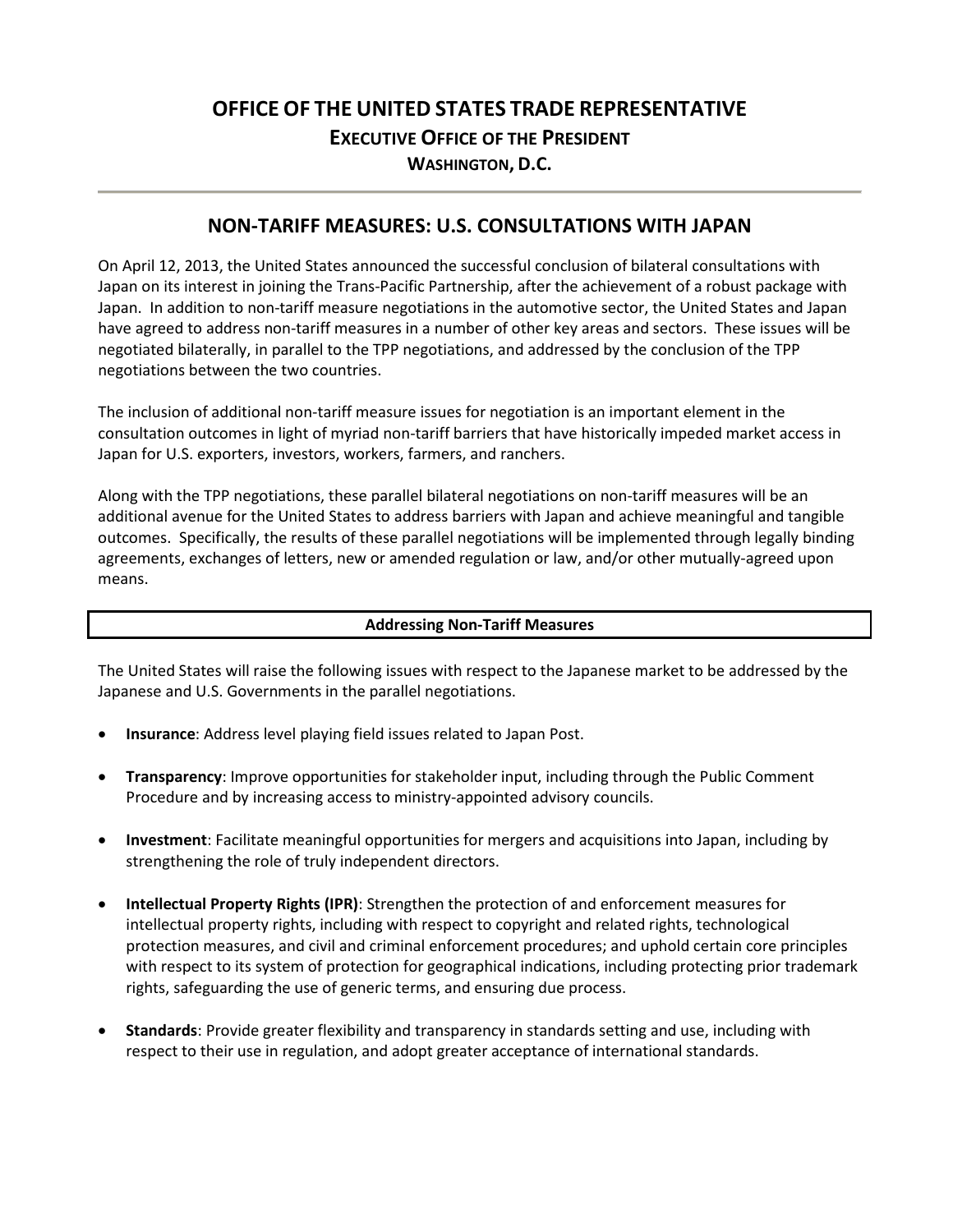# OFFICE OF THE UNITED STATES TRADE REPRESENTATIVE

## EXECUTIVE OFFICE OF THE PRESIDENT

### WASHINGTON, D.C.

---

## NON-TARIFF MEASURES: U.S. CONSULTATIONS WITH JAPAN

On April 12, 2013, the United States announced the successful conclusion of bilateral consultations with Japan on its interest in joining the Trans-Pacific Partnership, after the achievement of a robust package with Japan. In addition to non-tariff measure negotiations in the automotive sector, the United States and Japan have agreed to address non-tariff measures in a number of other key areas and sectors. These issues will be negotiated bilaterally, in parallel to the TPP negotiations, and addressed by the conclusion of the TPP negotiations between the two countries.

The inclusion of additional non-tariff measure issues for negotiation is an important element in the consultation outcomes in light of myriad non-tariff barriers that have historically impeded market access in Japan for U.S. exporters, investors, workers, farmers, and ranchers.

Along with the TPP negotiations, these parallel bilateral negotiations on non-tariff measures will be an additional avenue for the United States to address barriers with Japan and achieve meaningful and tangible outcomes. Specifically, the results of these parallel negotiations will be implemented through legally binding agreements, exchanges of letters, new or amended regulation or law, and/or other mutually-agreed upon means.

### Addressing Non-Tariff Measures

The United States will raise the following issues with respect to the Japanese market to be addressed by the Japanese and U.S. Governments in the parallel negotiations.

- **Insurance**: Address level playing field issues related to Japan Post.

- **Transparency**: Improve opportunities for stakeholder input, including through the Public Comment Procedure and by increasing access to ministry-appointed advisory councils.

- **Investment**: Facilitate meaningful opportunities for mergers and acquisitions into Japan, including by strengthening the role of truly independent directors.

- **Intellectual Property Rights (IPR)**: Strengthen the protection of and enforcement measures for intellectual property rights, including with respect to copyright and related rights, technological protection measures, and civil and criminal enforcement procedures; and uphold certain core principles with respect to its system of protection for geographical indications, including protecting prior trademark rights, safeguarding the use of generic terms, and ensuring due process.

- **Standards**: Provide greater flexibility and transparency in standards setting and use, including with respect to their use in regulation, and adopt greater acceptance of international standards.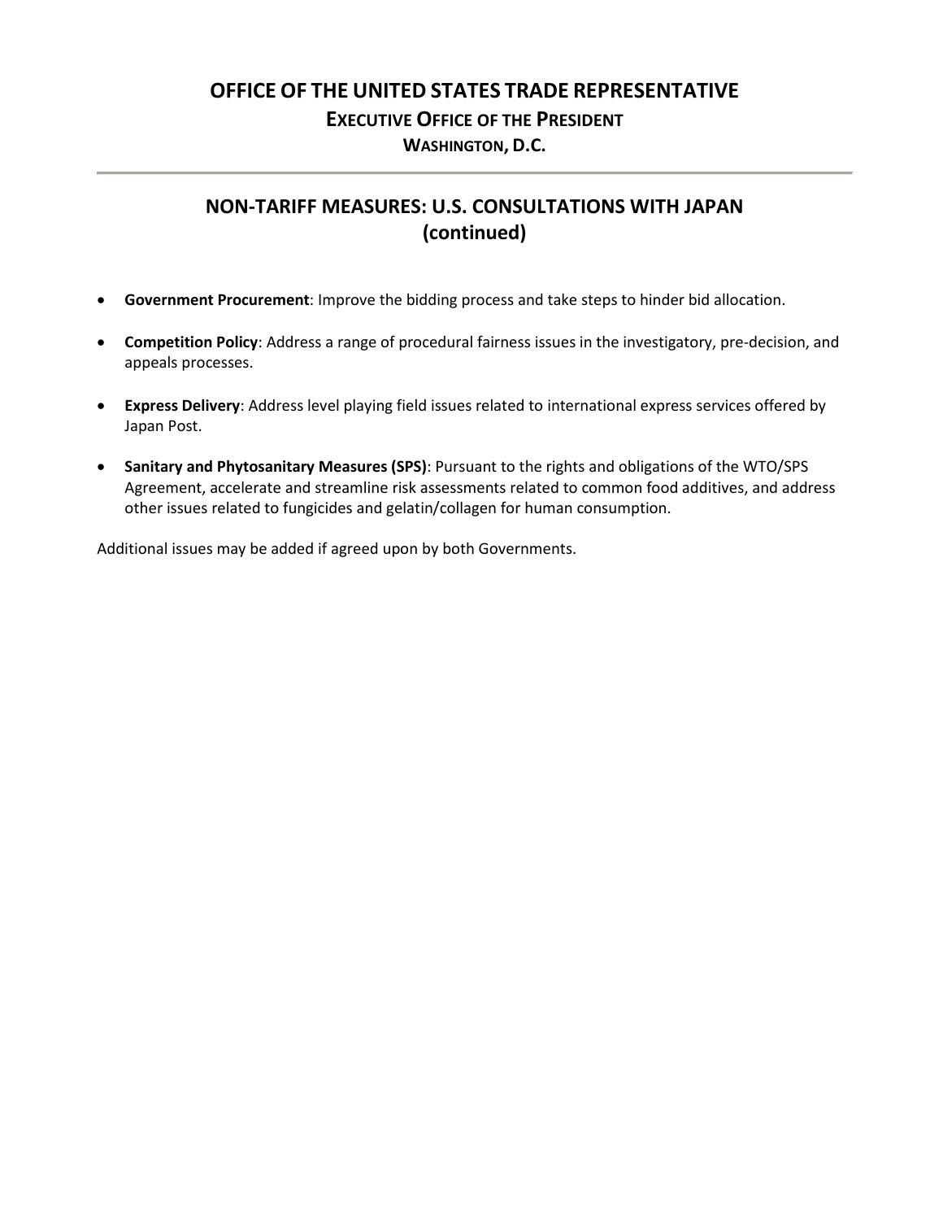# OFFICE OF THE UNITED STATES TRADE REPRESENTATIVE

**EXECUTIVE OFFICE OF THE PRESIDENT**

**WASHINGTON, D.C.**

---

## NON-TARIFF MEASURES: U.S. CONSULTATIONS WITH JAPAN (continued)

- **Government Procurement**: Improve the bidding process and take steps to hinder bid allocation.
- **Competition Policy**: Address a range of procedural fairness issues in the investigatory, pre-decision, and appeals processes.
- **Express Delivery**: Address level playing field issues related to international express services offered by Japan Post.
- **Sanitary and Phytosanitary Measures (SPS)**: Pursuant to the rights and obligations of the WTO/SPS Agreement, accelerate and streamline risk assessments related to common food additives, and address other issues related to fungicides and gelatin/collagen for human consumption.

Additional issues may be added if agreed upon by both Governments.